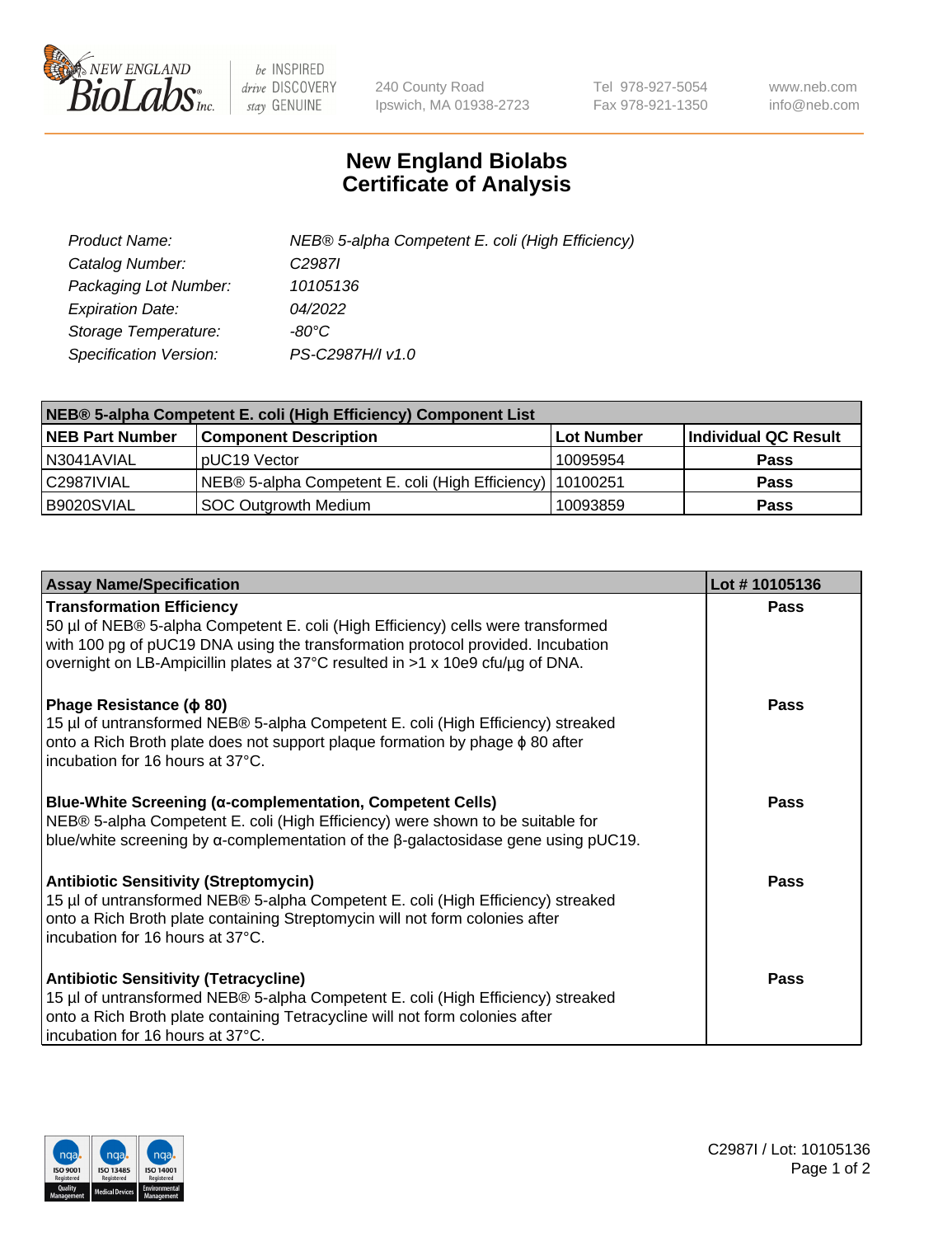# New England Biolabs Certificate of Analysis

| | |
|---|---|
| *Product Name:* | *NEB® 5-alpha Competent E. coli (High Efficiency)* |
| *Catalog Number:* | *C2987I* |
| *Packaging Lot Number:* | *10105136* |
| *Expiration Date:* | *04/2022* |
| *Storage Temperature:* | *-80°C* |
| *Specification Version:* | *PS-C2987H/I v1.0* |

| NEB® 5-alpha Competent E. coli (High Efficiency) Component List | | | |
|---|---|---|---|
| **NEB Part Number** | **Component Description** | **Lot Number** | **Individual QC Result** |
| N3041AVIAL | pUC19 Vector | 10095954 | **Pass** |
| C2987IVIAL | NEB® 5-alpha Competent E. coli (High Efficiency) | 10100251 | **Pass** |
| B9020SVIAL | SOC Outgrowth Medium | 10093859 | **Pass** |

| Assay Name/Specification | Lot # 10105136 |
|---|---|
| **Transformation Efficiency**<br>50 µl of NEB® 5-alpha Competent E. coli (High Efficiency) cells were transformed with 100 pg of pUC19 DNA using the transformation protocol provided. Incubation overnight on LB-Ampicillin plates at 37°C resulted in >1 x 10e9 cfu/µg of DNA. | **Pass** |
| **Phage Resistance (ϕ 80)**<br>15 µl of untransformed NEB® 5-alpha Competent E. coli (High Efficiency) streaked onto a Rich Broth plate does not support plaque formation by phage ϕ 80 after incubation for 16 hours at 37°C. | **Pass** |
| **Blue-White Screening (α-complementation, Competent Cells)**<br>NEB® 5-alpha Competent E. coli (High Efficiency) were shown to be suitable for blue/white screening by α-complementation of the β-galactosidase gene using pUC19. | **Pass** |
| **Antibiotic Sensitivity (Streptomycin)**<br>15 µl of untransformed NEB® 5-alpha Competent E. coli (High Efficiency) streaked onto a Rich Broth plate containing Streptomycin will not form colonies after incubation for 16 hours at 37°C. | **Pass** |
| **Antibiotic Sensitivity (Tetracycline)**<br>15 µl of untransformed NEB® 5-alpha Competent E. coli (High Efficiency) streaked onto a Rich Broth plate containing Tetracycline will not form colonies after incubation for 16 hours at 37°C. | **Pass** |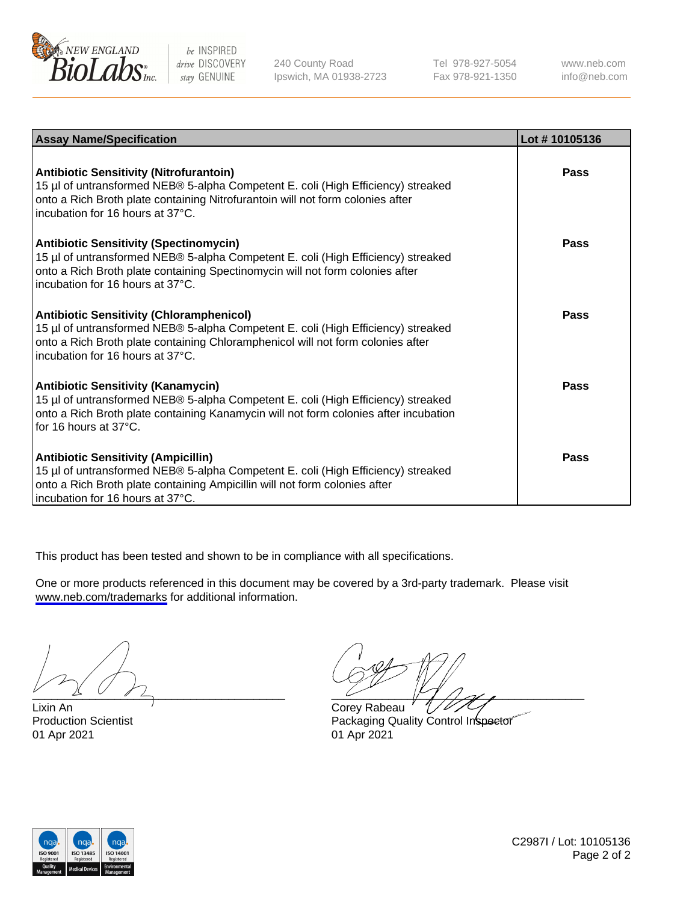| Assay Name/Specification | Lot # 10105136 |
|---|---|
| **Antibiotic Sensitivity (Nitrofurantoin)**<br>15 µl of untransformed NEB® 5-alpha Competent E. coli (High Efficiency) streaked onto a Rich Broth plate containing Nitrofurantoin will not form colonies after incubation for 16 hours at 37°C. | **Pass** |
| **Antibiotic Sensitivity (Spectinomycin)**<br>15 µl of untransformed NEB® 5-alpha Competent E. coli (High Efficiency) streaked onto a Rich Broth plate containing Spectinomycin will not form colonies after incubation for 16 hours at 37°C. | **Pass** |
| **Antibiotic Sensitivity (Chloramphenicol)**<br>15 µl of untransformed NEB® 5-alpha Competent E. coli (High Efficiency) streaked onto a Rich Broth plate containing Chloramphenicol will not form colonies after incubation for 16 hours at 37°C. | **Pass** |
| **Antibiotic Sensitivity (Kanamycin)**<br>15 µl of untransformed NEB® 5-alpha Competent E. coli (High Efficiency) streaked onto a Rich Broth plate containing Kanamycin will not form colonies after incubation for 16 hours at 37°C. | **Pass** |
| **Antibiotic Sensitivity (Ampicillin)**<br>15 µl of untransformed NEB® 5-alpha Competent E. coli (High Efficiency) streaked onto a Rich Broth plate containing Ampicillin will not form colonies after incubation for 16 hours at 37°C. | **Pass** |

This product has been tested and shown to be in compliance with all specifications.

One or more products referenced in this document may be covered by a 3rd-party trademark. Please visit www.neb.com/trademarks for additional information.

Lixin An
Production Scientist
01 Apr 2021

Corey Rabeau
Packaging Quality Control Inspector
01 Apr 2021

C2987I / Lot: 10105136